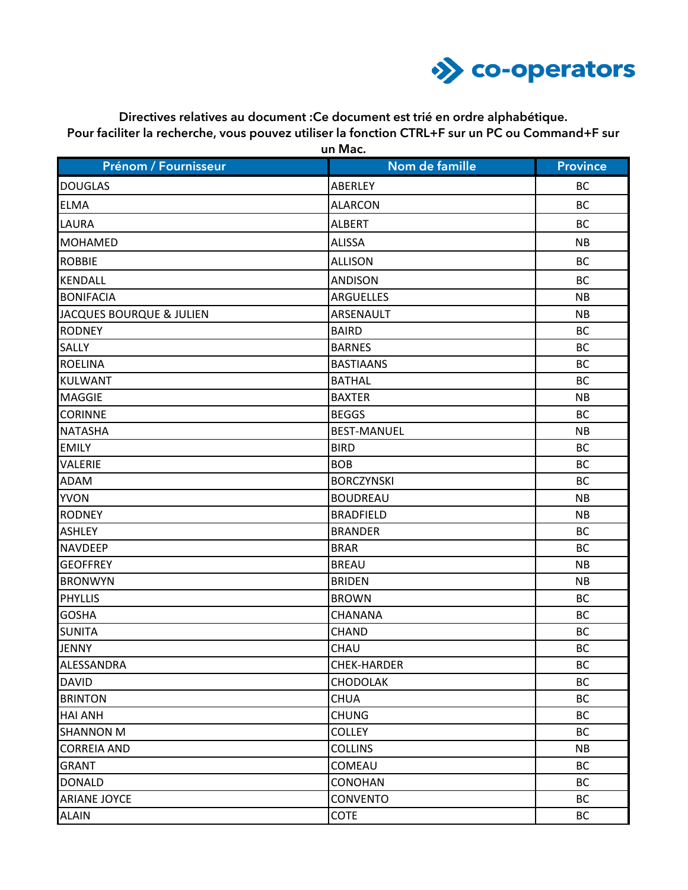co-operators

**Directives relatives au document :Ce document est trié en ordre alphabétique. Pour faciliter la recherche, vous pouvez utiliser la fonction CTRL+F sur un PC ou Command+F sur un Mac.**

| Prénom / Fournisseur | Nom de famille | Province |
|---|---|---|
| DOUGLAS | ABERLEY | BC |
| ELMA | ALARCON | BC |
| LAURA | ALBERT | BC |
| MOHAMED | ALISSA | NB |
| ROBBIE | ALLISON | BC |
| KENDALL | ANDISON | BC |
| BONIFACIA | ARGUELLES | NB |
| JACQUES BOURQUE & JULIEN | ARSENAULT | NB |
| RODNEY | BAIRD | BC |
| SALLY | BARNES | BC |
| ROELINA | BASTIAANS | BC |
| KULWANT | BATHAL | BC |
| MAGGIE | BAXTER | NB |
| CORINNE | BEGGS | BC |
| NATASHA | BEST-MANUEL | NB |
| EMILY | BIRD | BC |
| VALERIE | BOB | BC |
| ADAM | BORCZYNSKI | BC |
| YVON | BOUDREAU | NB |
| RODNEY | BRADFIELD | NB |
| ASHLEY | BRANDER | BC |
| NAVDEEP | BRAR | BC |
| GEOFFREY | BREAU | NB |
| BRONWYN | BRIDEN | NB |
| PHYLLIS | BROWN | BC |
| GOSHA | CHANANA | BC |
| SUNITA | CHAND | BC |
| JENNY | CHAU | BC |
| ALESSANDRA | CHEK-HARDER | BC |
| DAVID | CHODOLAK | BC |
| BRINTON | CHUA | BC |
| HAI ANH | CHUNG | BC |
| SHANNON M | COLLEY | BC |
| CORREIA AND | COLLINS | NB |
| GRANT | COMEAU | BC |
| DONALD | CONOHAN | BC |
| ARIANE JOYCE | CONVENTO | BC |
| ALAIN | COTE | BC |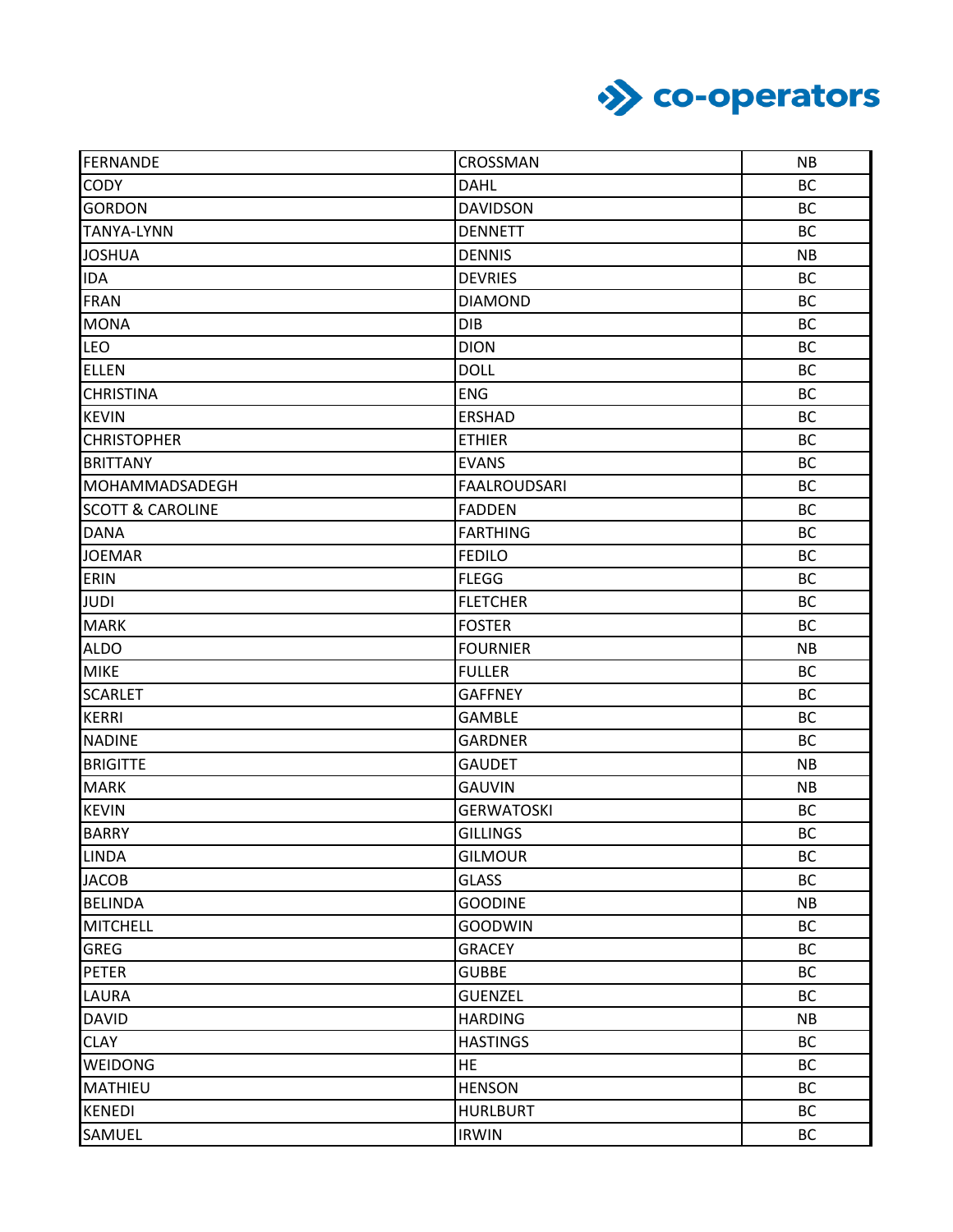| FERNANDE | CROSSMAN | NB |
|---|---|---|
| CODY | DAHL | BC |
| GORDON | DAVIDSON | BC |
| TANYA-LYNN | DENNETT | BC |
| JOSHUA | DENNIS | NB |
| IDA | DEVRIES | BC |
| FRAN | DIAMOND | BC |
| MONA | DIB | BC |
| LEO | DION | BC |
| ELLEN | DOLL | BC |
| CHRISTINA | ENG | BC |
| KEVIN | ERSHAD | BC |
| CHRISTOPHER | ETHIER | BC |
| BRITTANY | EVANS | BC |
| MOHAMMADSADEGH | FAALROUDSARI | BC |
| SCOTT & CAROLINE | FADDEN | BC |
| DANA | FARTHING | BC |
| JOEMAR | FEDILO | BC |
| ERIN | FLEGG | BC |
| JUDI | FLETCHER | BC |
| MARK | FOSTER | BC |
| ALDO | FOURNIER | NB |
| MIKE | FULLER | BC |
| SCARLET | GAFFNEY | BC |
| KERRI | GAMBLE | BC |
| NADINE | GARDNER | BC |
| BRIGITTE | GAUDET | NB |
| MARK | GAUVIN | NB |
| KEVIN | GERWATOSKI | BC |
| BARRY | GILLINGS | BC |
| LINDA | GILMOUR | BC |
| JACOB | GLASS | BC |
| BELINDA | GOODINE | NB |
| MITCHELL | GOODWIN | BC |
| GREG | GRACEY | BC |
| PETER | GUBBE | BC |
| LAURA | GUENZEL | BC |
| DAVID | HARDING | NB |
| CLAY | HASTINGS | BC |
| WEIDONG | HE | BC |
| MATHIEU | HENSON | BC |
| KENEDI | HURLBURT | BC |
| SAMUEL | IRWIN | BC |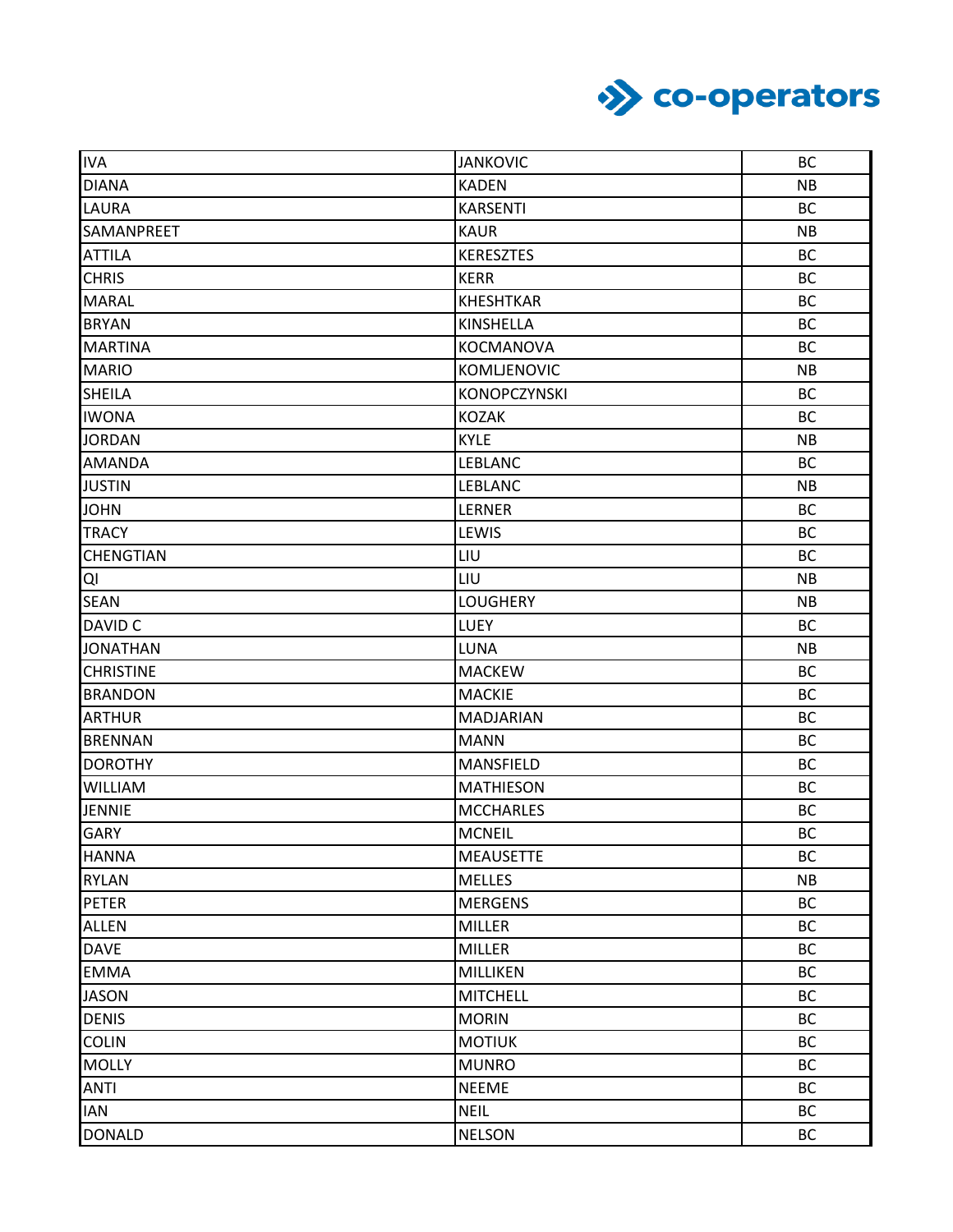| IVA | JANKOVIC | BC |
|---|---|---|
| DIANA | KADEN | NB |
| LAURA | KARSENTI | BC |
| SAMANPREET | KAUR | NB |
| ATTILA | KERESZTES | BC |
| CHRIS | KERR | BC |
| MARAL | KHESHTKAR | BC |
| BRYAN | KINSHELLA | BC |
| MARTINA | KOCMANOVA | BC |
| MARIO | KOMLJENOVIC | NB |
| SHEILA | KONOPCZYNSKI | BC |
| IWONA | KOZAK | BC |
| JORDAN | KYLE | NB |
| AMANDA | LEBLANC | BC |
| JUSTIN | LEBLANC | NB |
| JOHN | LERNER | BC |
| TRACY | LEWIS | BC |
| CHENGTIAN | LIU | BC |
| QI | LIU | NB |
| SEAN | LOUGHERY | NB |
| DAVID C | LUEY | BC |
| JONATHAN | LUNA | NB |
| CHRISTINE | MACKEW | BC |
| BRANDON | MACKIE | BC |
| ARTHUR | MADJARIAN | BC |
| BRENNAN | MANN | BC |
| DOROTHY | MANSFIELD | BC |
| WILLIAM | MATHIESON | BC |
| JENNIE | MCCHARLES | BC |
| GARY | MCNEIL | BC |
| HANNA | MEAUSETTE | BC |
| RYLAN | MELLES | NB |
| PETER | MERGENS | BC |
| ALLEN | MILLER | BC |
| DAVE | MILLER | BC |
| EMMA | MILLIKEN | BC |
| JASON | MITCHELL | BC |
| DENIS | MORIN | BC |
| COLIN | MOTIUK | BC |
| MOLLY | MUNRO | BC |
| ANTI | NEEME | BC |
| IAN | NEIL | BC |
| DONALD | NELSON | BC |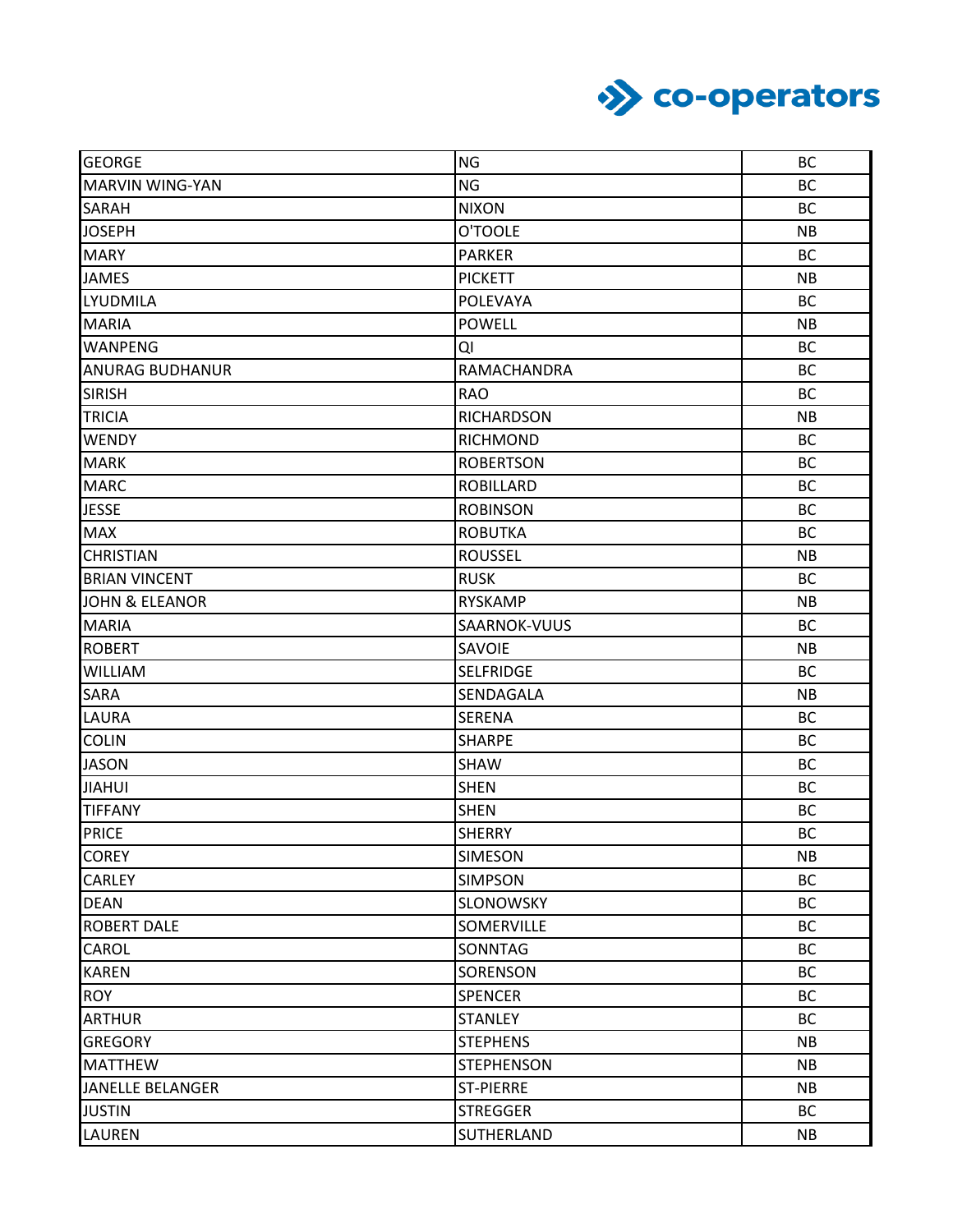| GEORGE | NG | BC |
|---|---|---|
| MARVIN WING-YAN | NG | BC |
| SARAH | NIXON | BC |
| JOSEPH | O'TOOLE | NB |
| MARY | PARKER | BC |
| JAMES | PICKETT | NB |
| LYUDMILA | POLEVAYA | BC |
| MARIA | POWELL | NB |
| WANPENG | QI | BC |
| ANURAG BUDHANUR | RAMACHANDRA | BC |
| SIRISH | RAO | BC |
| TRICIA | RICHARDSON | NB |
| WENDY | RICHMOND | BC |
| MARK | ROBERTSON | BC |
| MARC | ROBILLARD | BC |
| JESSE | ROBINSON | BC |
| MAX | ROBUTKA | BC |
| CHRISTIAN | ROUSSEL | NB |
| BRIAN VINCENT | RUSK | BC |
| JOHN & ELEANOR | RYSKAMP | NB |
| MARIA | SAARNOK-VUUS | BC |
| ROBERT | SAVOIE | NB |
| WILLIAM | SELFRIDGE | BC |
| SARA | SENDAGALA | NB |
| LAURA | SERENA | BC |
| COLIN | SHARPE | BC |
| JASON | SHAW | BC |
| JIAHUI | SHEN | BC |
| TIFFANY | SHEN | BC |
| PRICE | SHERRY | BC |
| COREY | SIMESON | NB |
| CARLEY | SIMPSON | BC |
| DEAN | SLONOWSKY | BC |
| ROBERT DALE | SOMERVILLE | BC |
| CAROL | SONNTAG | BC |
| KAREN | SORENSON | BC |
| ROY | SPENCER | BC |
| ARTHUR | STANLEY | BC |
| GREGORY | STEPHENS | NB |
| MATTHEW | STEPHENSON | NB |
| JANELLE BELANGER | ST-PIERRE | NB |
| JUSTIN | STREGGER | BC |
| LAUREN | SUTHERLAND | NB |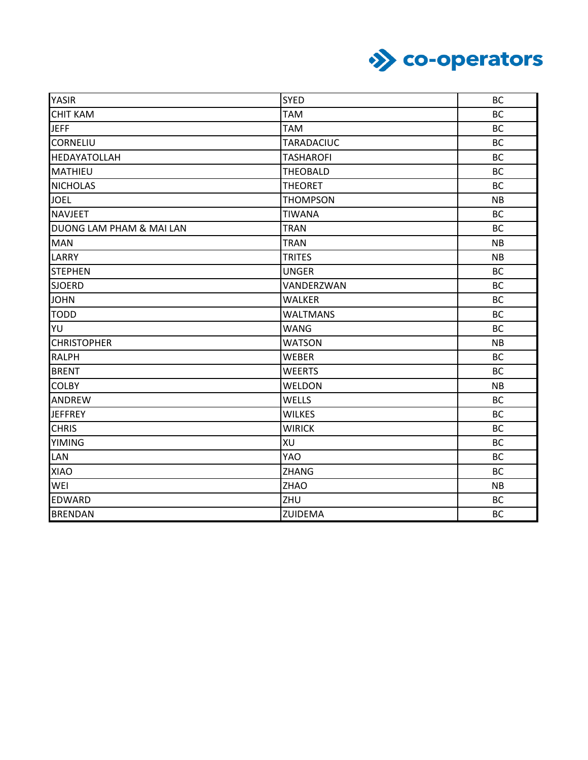co-operators

| | | |
|---|---|---|
| YASIR | SYED | BC |
| CHIT KAM | TAM | BC |
| JEFF | TAM | BC |
| CORNELIU | TARADACIUC | BC |
| HEDAYATOLLAH | TASHAROFI | BC |
| MATHIEU | THEOBALD | BC |
| NICHOLAS | THEORET | BC |
| JOEL | THOMPSON | NB |
| NAVJEET | TIWANA | BC |
| DUONG LAM PHAM & MAI LAN | TRAN | BC |
| MAN | TRAN | NB |
| LARRY | TRITES | NB |
| STEPHEN | UNGER | BC |
| SJOERD | VANDERZWAN | BC |
| JOHN | WALKER | BC |
| TODD | WALTMANS | BC |
| YU | WANG | BC |
| CHRISTOPHER | WATSON | NB |
| RALPH | WEBER | BC |
| BRENT | WEERTS | BC |
| COLBY | WELDON | NB |
| ANDREW | WELLS | BC |
| JEFFREY | WILKES | BC |
| CHRIS | WIRICK | BC |
| YIMING | XU | BC |
| LAN | YAO | BC |
| XIAO | ZHANG | BC |
| WEI | ZHAO | NB |
| EDWARD | ZHU | BC |
| BRENDAN | ZUIDEMA | BC |